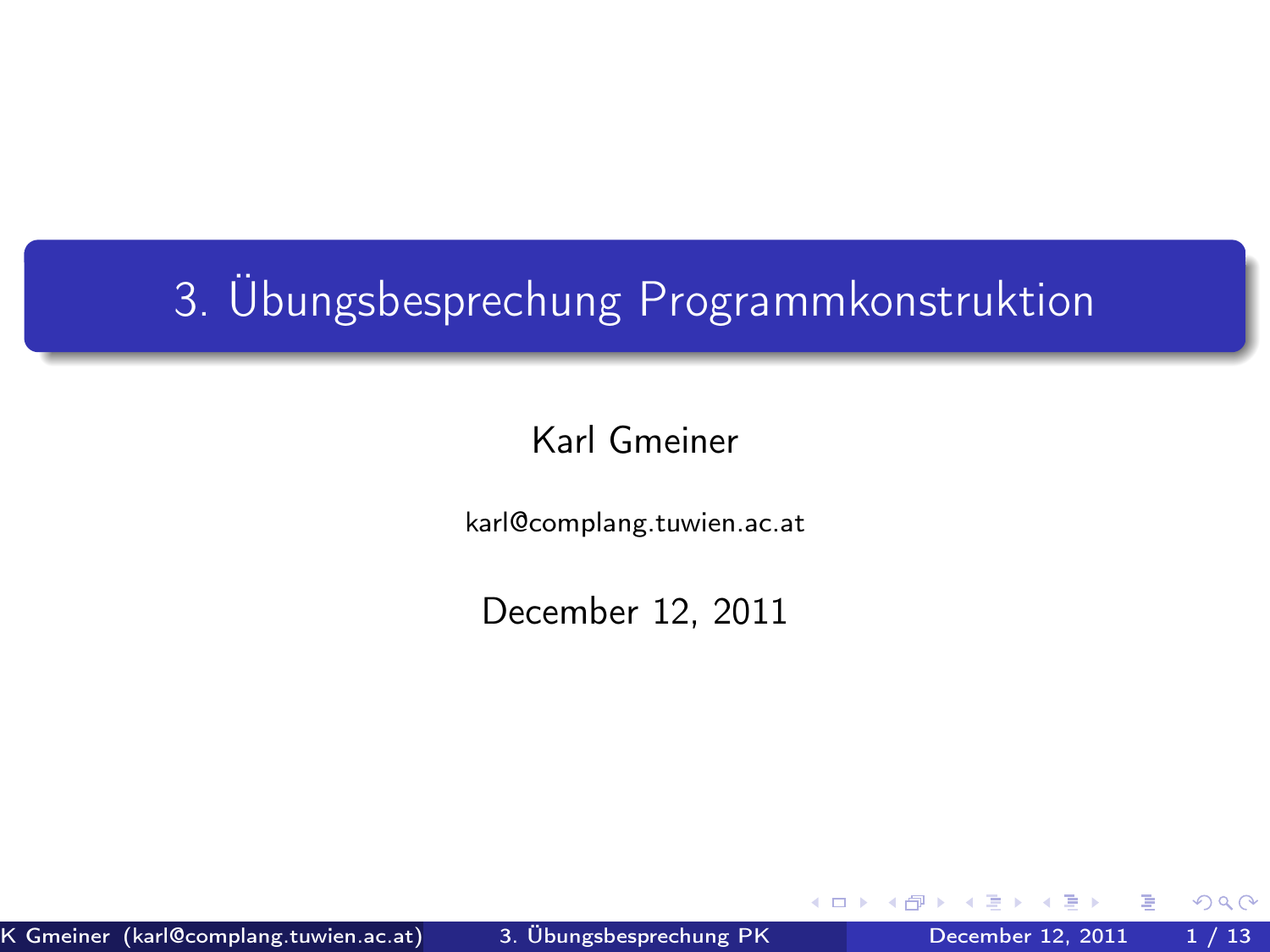# 3. Übungsbesprechung Programmkonstruktion

Karl Gmeiner

karl@complang.tuwien.ac.at

December 12, 2011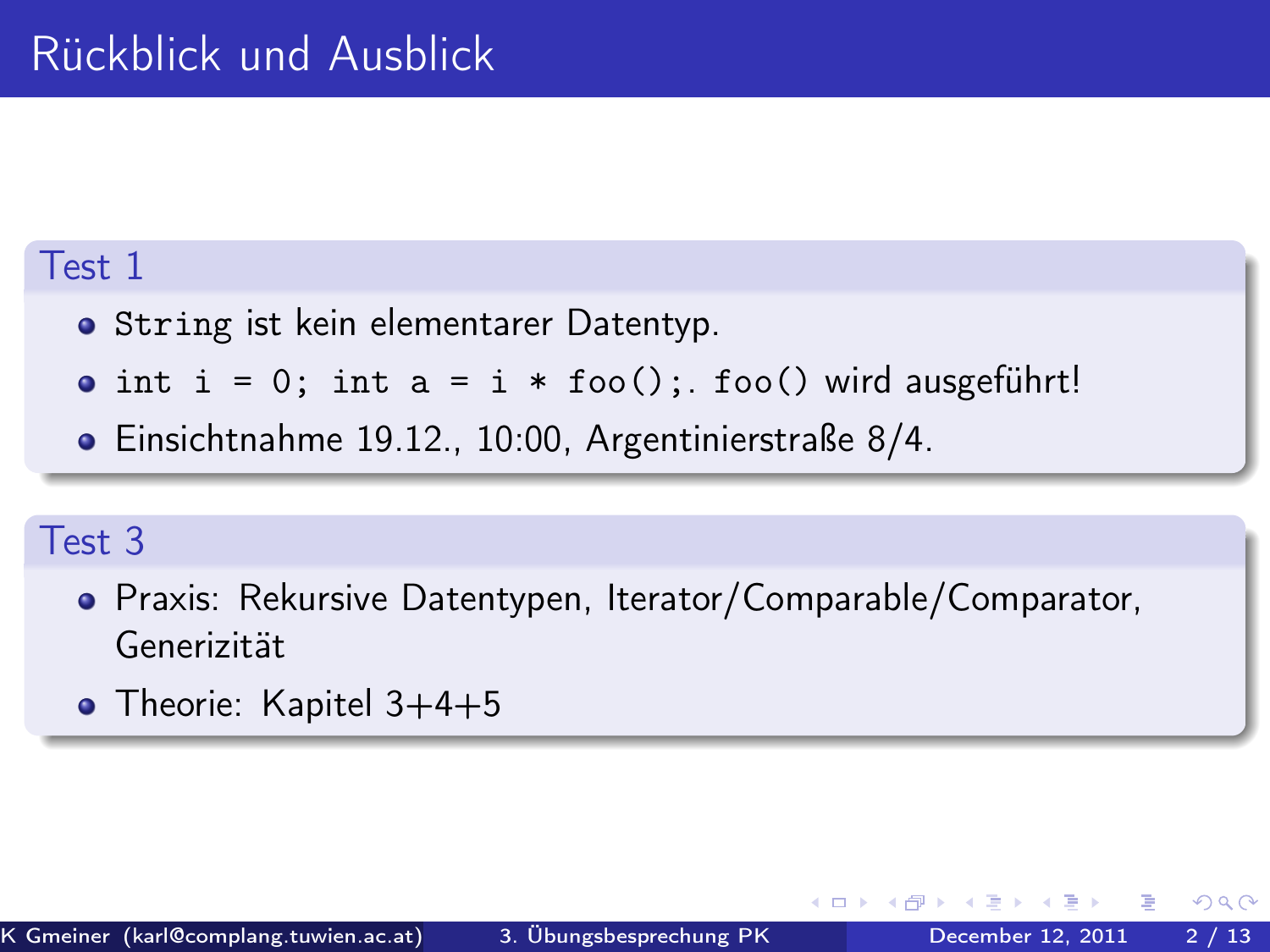# Rückblick und Ausblick

## Test 1

- `String` ist kein elementarer Datentyp.
- `int i = 0; int a = i * foo();`. `foo()` wird ausgeführt!
- Einsichtnahme 19.12., 10:00, Argentinierstraße 8/4.

## Test 3

- Praxis: Rekursive Datentypen, Iterator/Comparable/Comparator, Generizität
- Theorie: Kapitel 3+4+5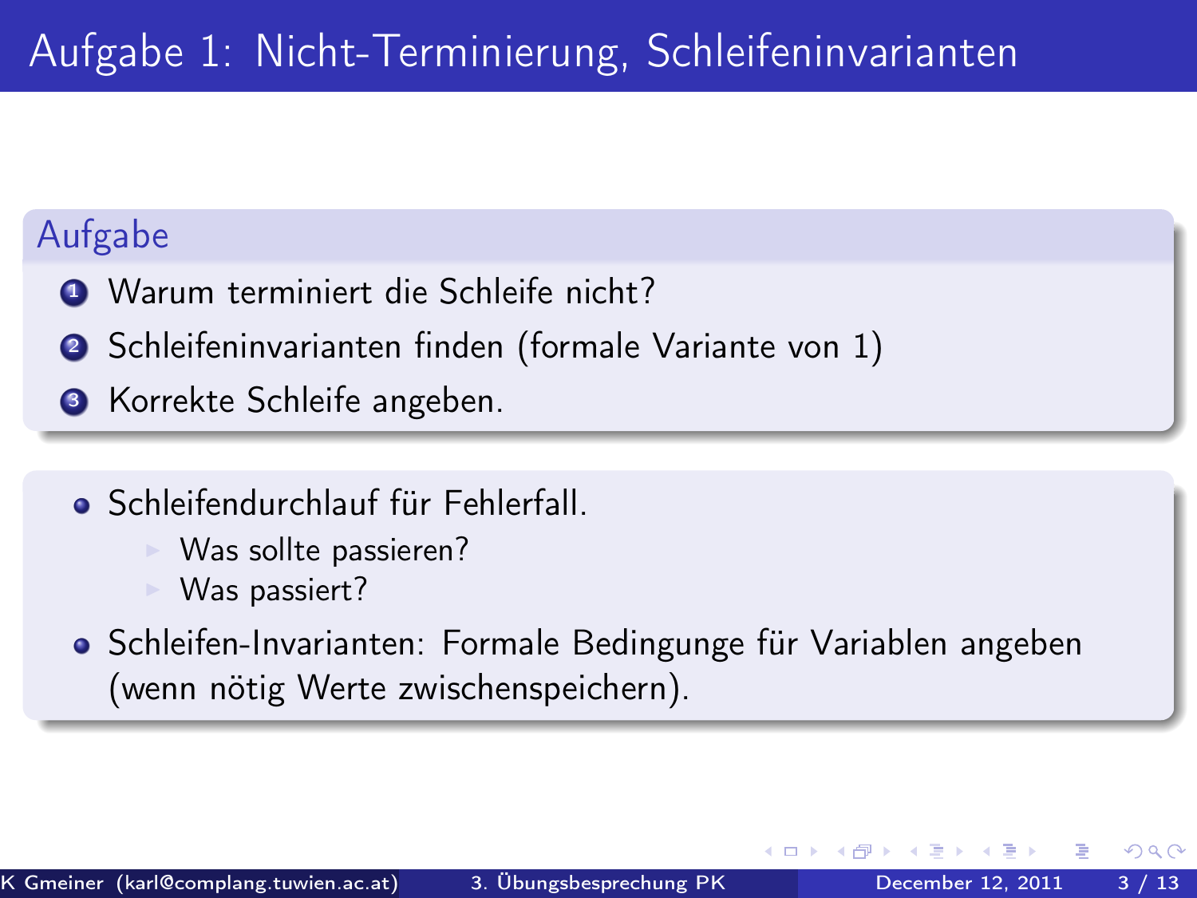# Aufgabe 1: Nicht-Terminierung, Schleifeninvarianten

## Aufgabe

1. Warum terminiert die Schleife nicht?
2. Schleifeninvarianten finden (formale Variante von 1)
3. Korrekte Schleife angeben.

- Schleifendurchlauf für Fehlerfall.
  - Was sollte passieren?
  - Was passiert?
- Schleifen-Invarianten: Formale Bedingunge für Variablen angeben (wenn nötig Werte zwischenspeichern).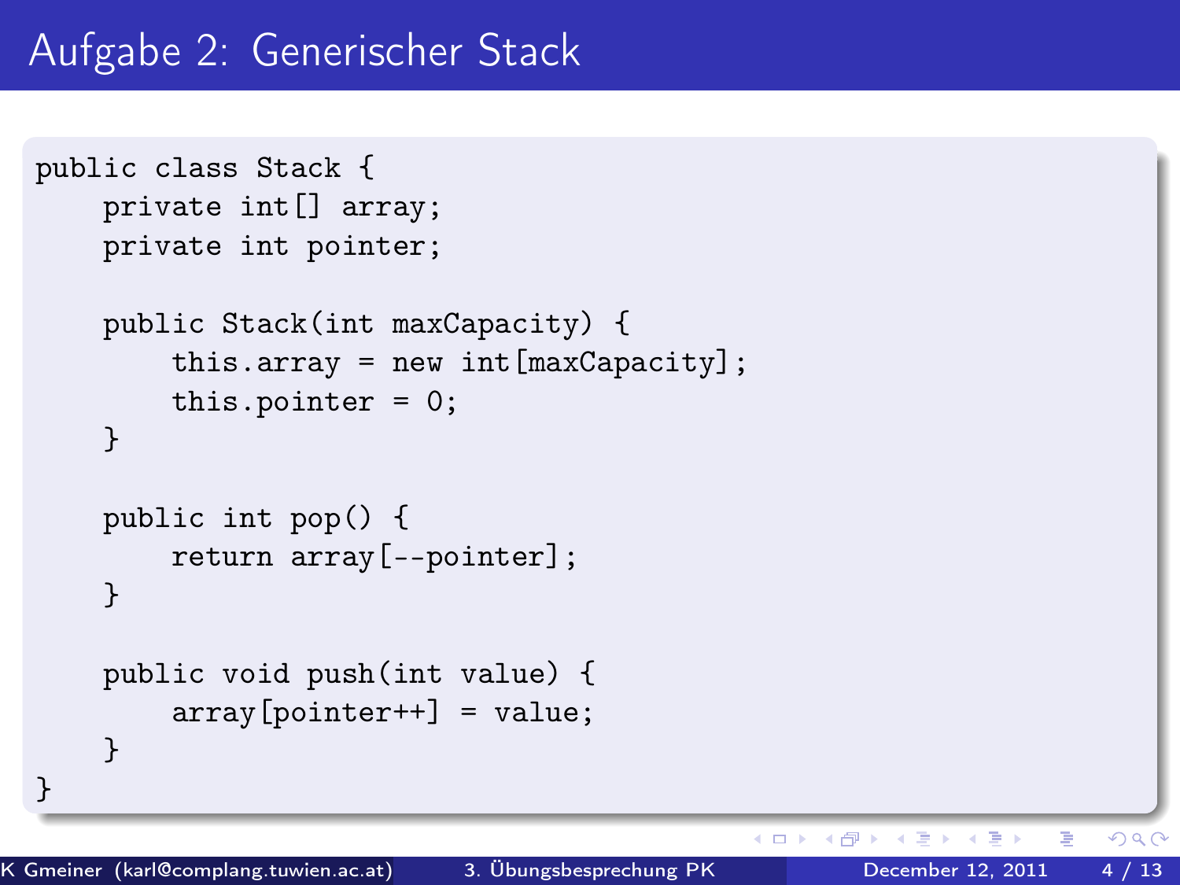# Aufgabe 2: Generischer Stack

```
public class Stack {
    private int[] array;
    private int pointer;

    public Stack(int maxCapacity) {
        this.array = new int[maxCapacity];
        this.pointer = 0;
    }

    public int pop() {
        return array[--pointer];
    }

    public void push(int value) {
        array[pointer++] = value;
    }
}
```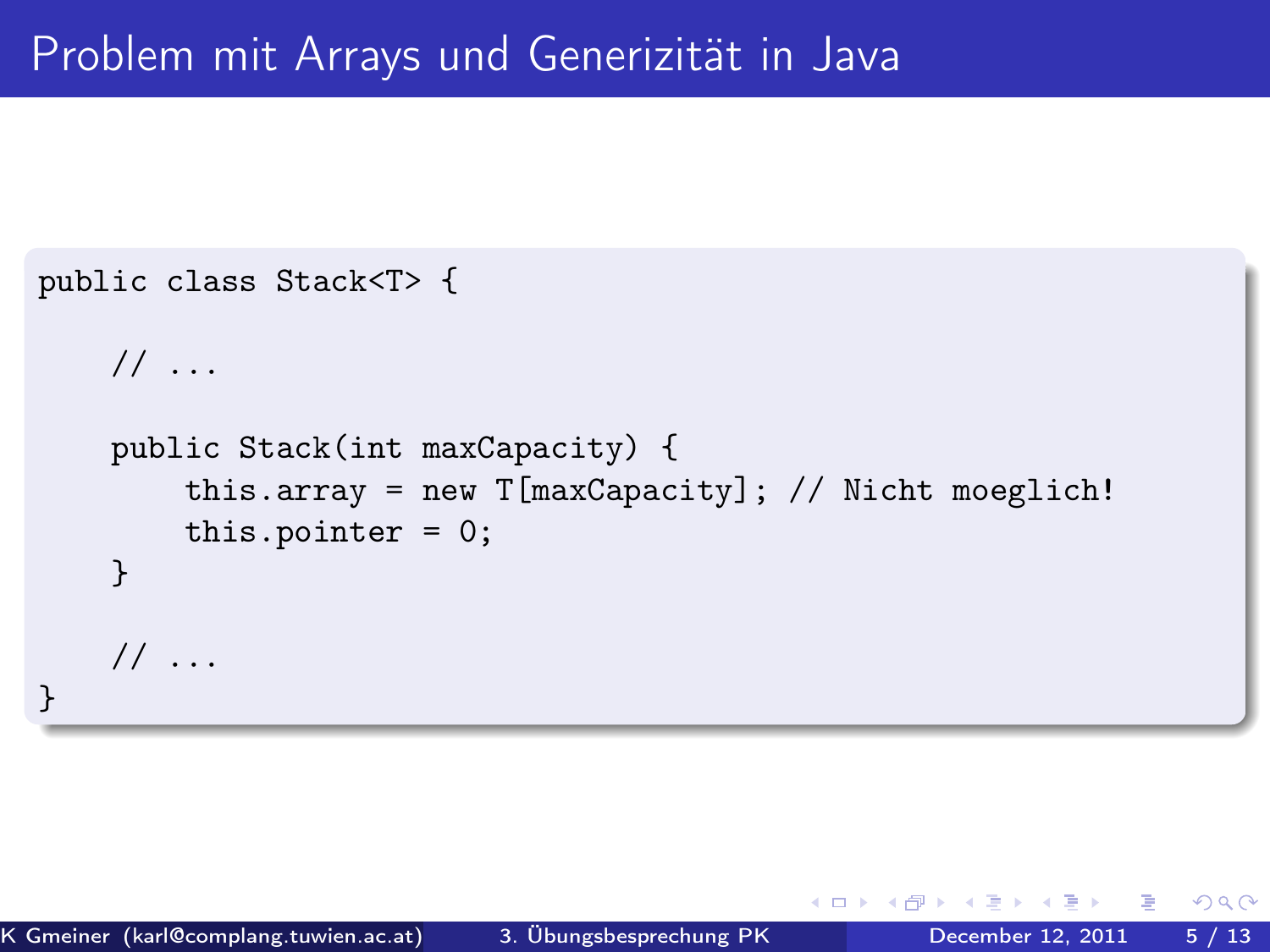# Problem mit Arrays und Generizität in Java

```
public class Stack<T> {

    // ...

    public Stack(int maxCapacity) {
        this.array = new T[maxCapacity]; // Nicht moeglich!
        this.pointer = 0;
    }

    // ...
}
```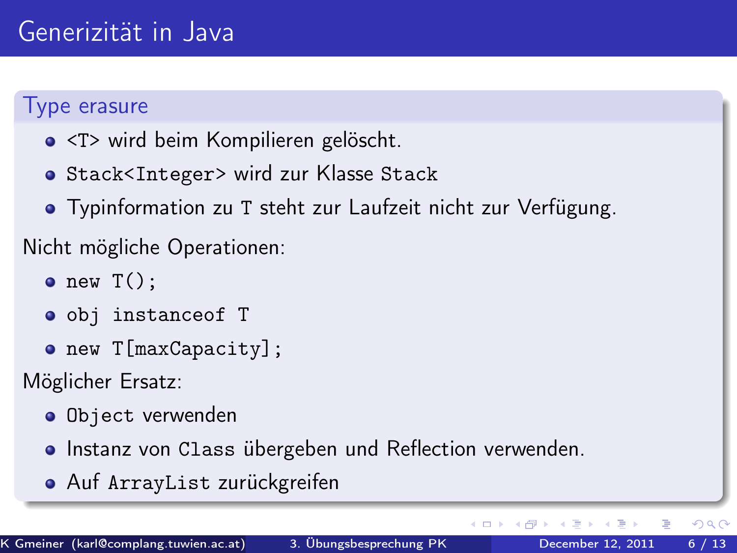# Generizität in Java

## Type erasure

- `<T>` wird beim Kompilieren gelöscht.
- `Stack<Integer>` wird zur Klasse `Stack`
- Typinformation zu `T` steht zur Laufzeit nicht zur Verfügung.

Nicht mögliche Operationen:

- `new T();`
- `obj instanceof T`
- `new T[maxCapacity];`

Möglicher Ersatz:

- `Object` verwenden
- Instanz von `Class` übergeben und Reflection verwenden.
- Auf `ArrayList` zurückgreifen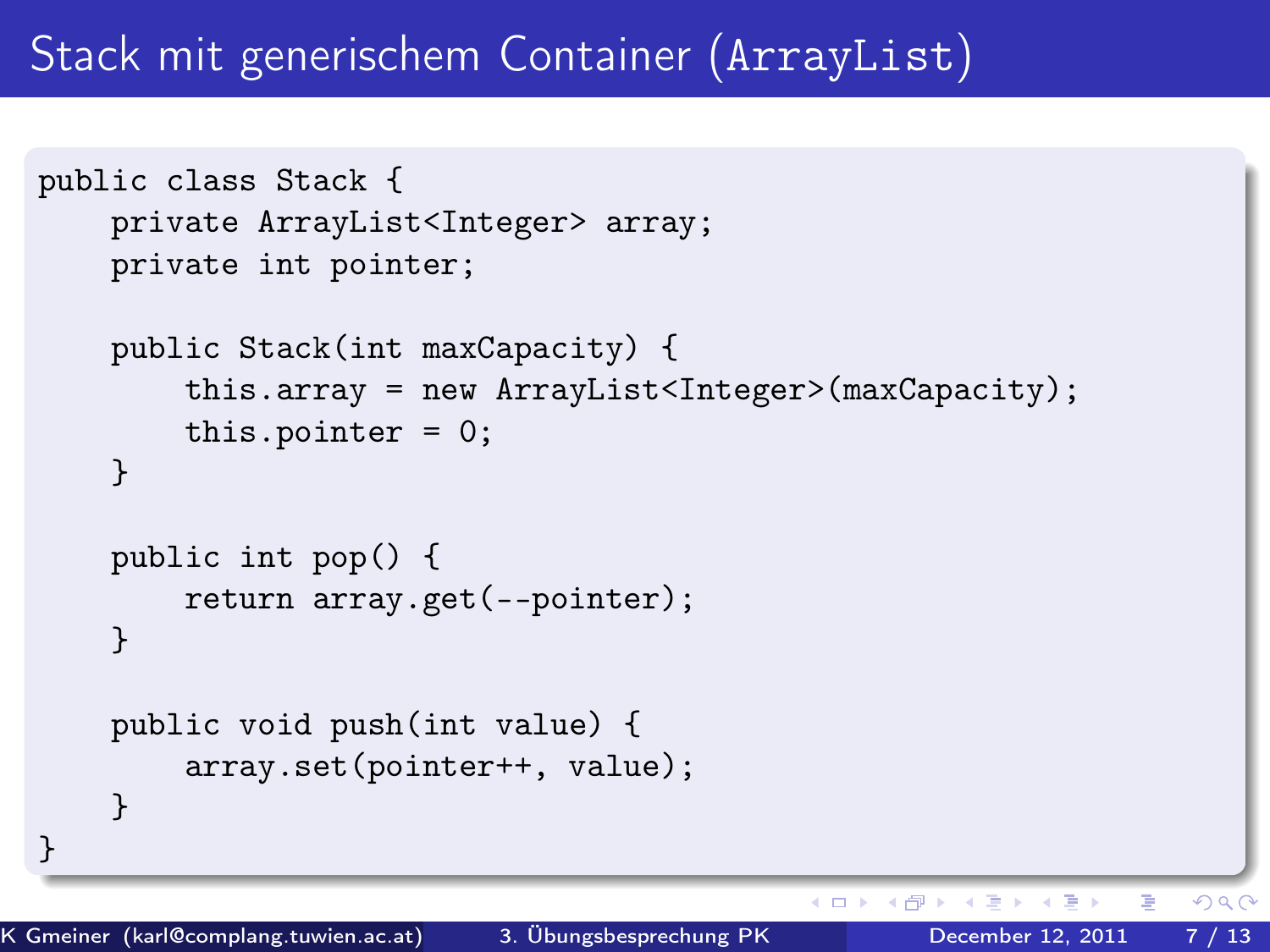# Stack mit generischem Container (ArrayList)

```
public class Stack {
    private ArrayList<Integer> array;
    private int pointer;

    public Stack(int maxCapacity) {
        this.array = new ArrayList<Integer>(maxCapacity);
        this.pointer = 0;
    }

    public int pop() {
        return array.get(--pointer);
    }

    public void push(int value) {
        array.set(pointer++, value);
    }
}
```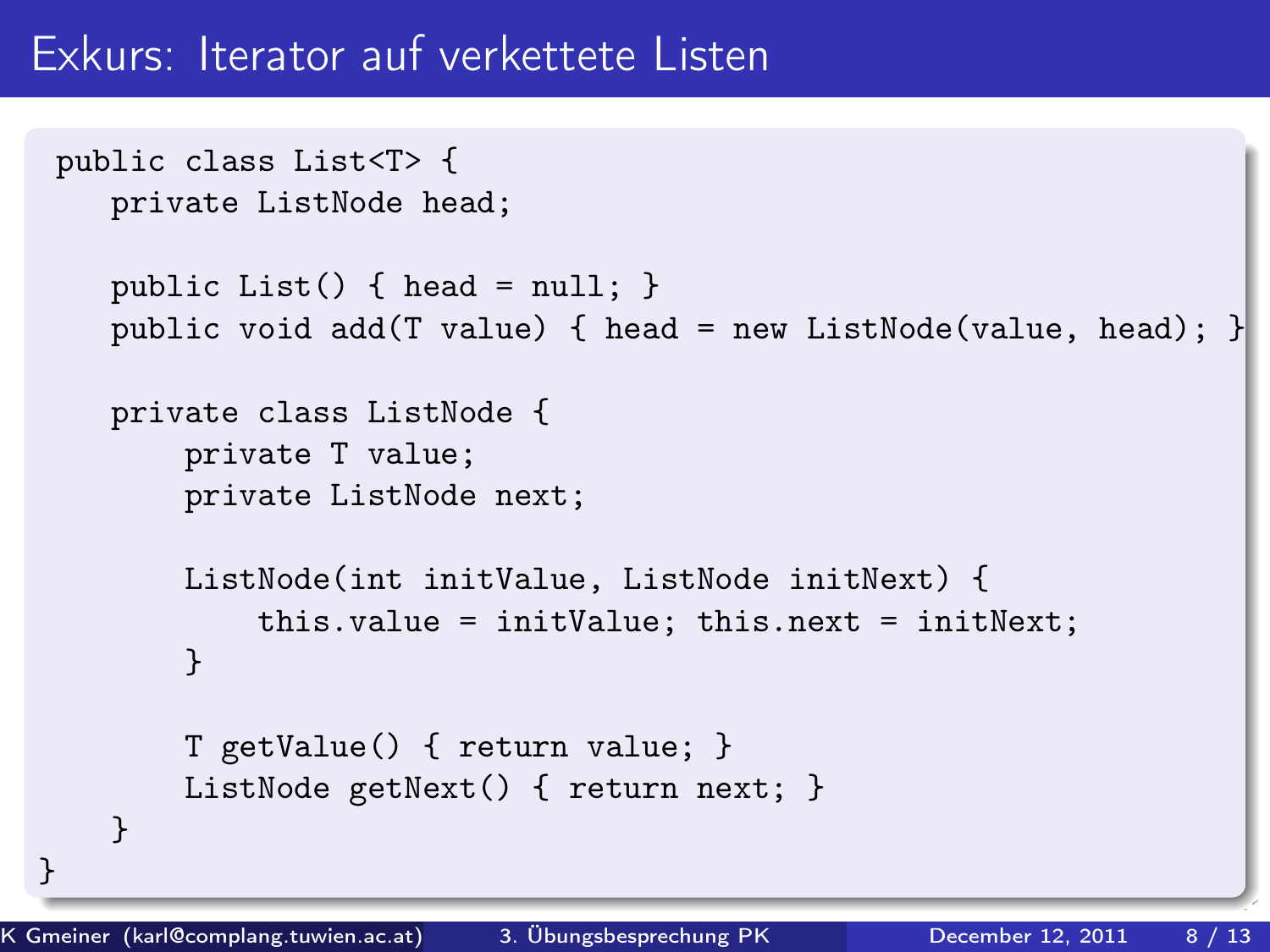# Exkurs: Iterator auf verkettete Listen

```
public class List<T> {
    private ListNode head;

    public List() { head = null; }
    public void add(T value) { head = new ListNode(value, head); }

    private class ListNode {
        private T value;
        private ListNode next;

        ListNode(int initValue, ListNode initNext) {
            this.value = initValue; this.next = initNext;
        }

        T getValue() { return value; }
        ListNode getNext() { return next; }
    }
}
```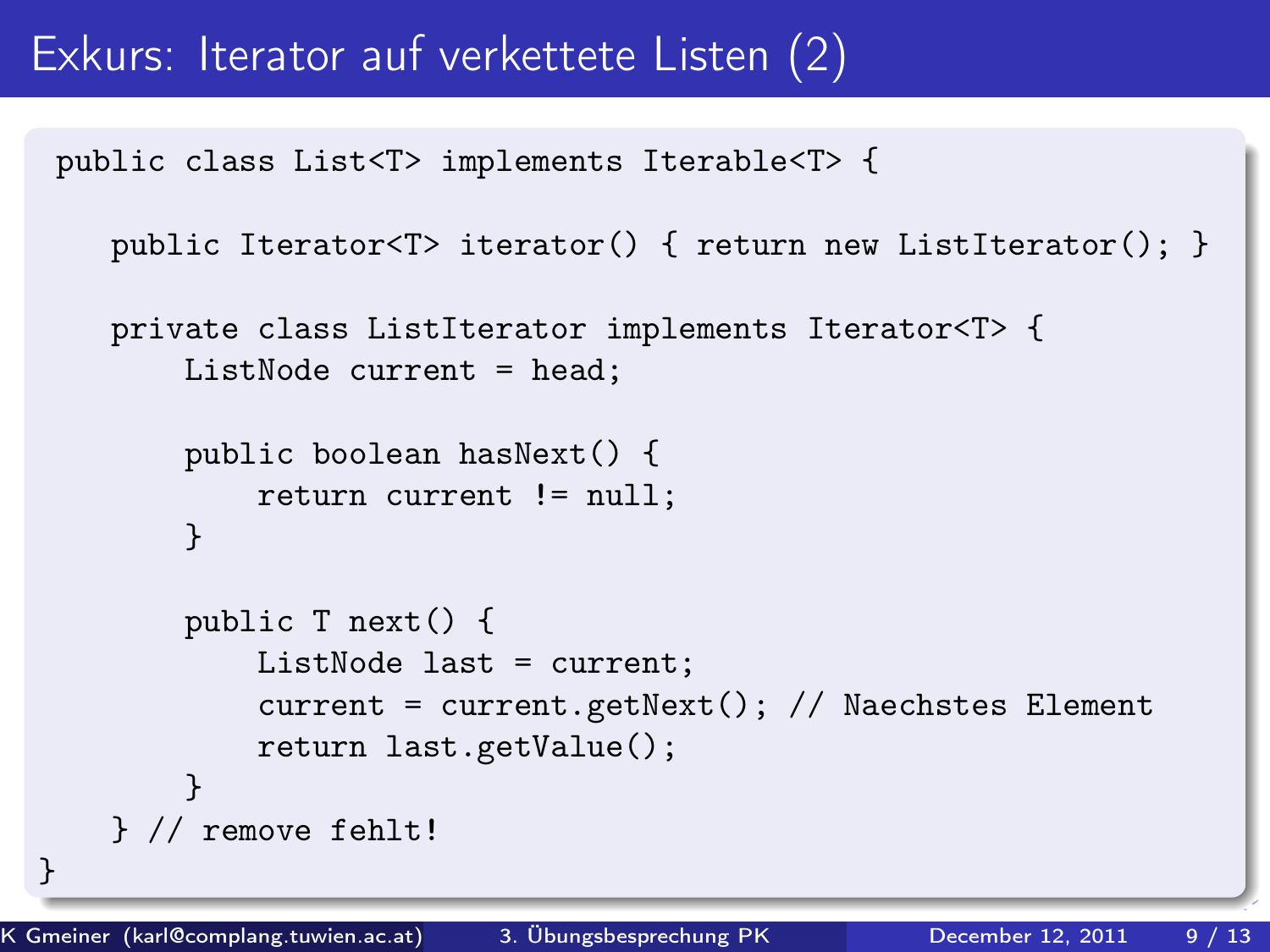# Exkurs: Iterator auf verkettete Listen (2)

```
public class List<T> implements Iterable<T> {

    public Iterator<T> iterator() { return new ListIterator(); }

    private class ListIterator implements Iterator<T> {
        ListNode current = head;

        public boolean hasNext() {
            return current != null;
        }

        public T next() {
            ListNode last = current;
            current = current.getNext(); // Naechstes Element
            return last.getValue();
        }
    } // remove fehlt!
}
```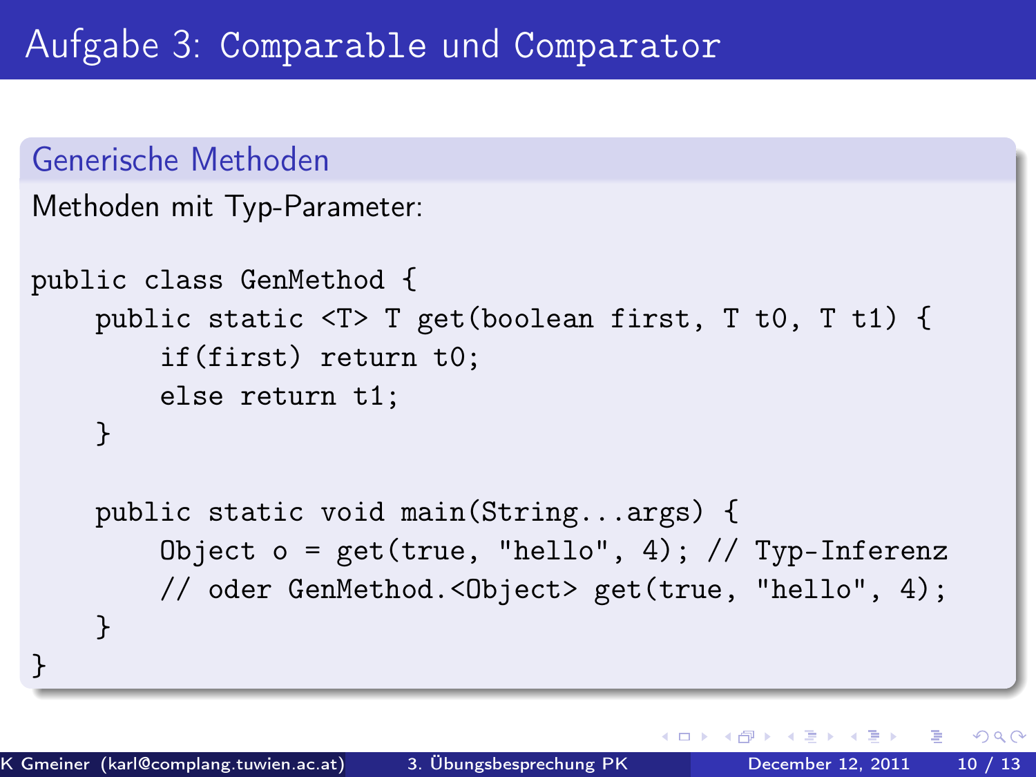# Aufgabe 3: Comparable und Comparator

## Generische Methoden

Methoden mit Typ-Parameter:

```
public class GenMethod {
    public static <T> T get(boolean first, T t0, T t1) {
        if(first) return t0;
        else return t1;
    }

    public static void main(String...args) {
        Object o = get(true, "hello", 4); // Typ-Inferenz
        // oder GenMethod.<Object> get(true, "hello", 4);
    }
}
```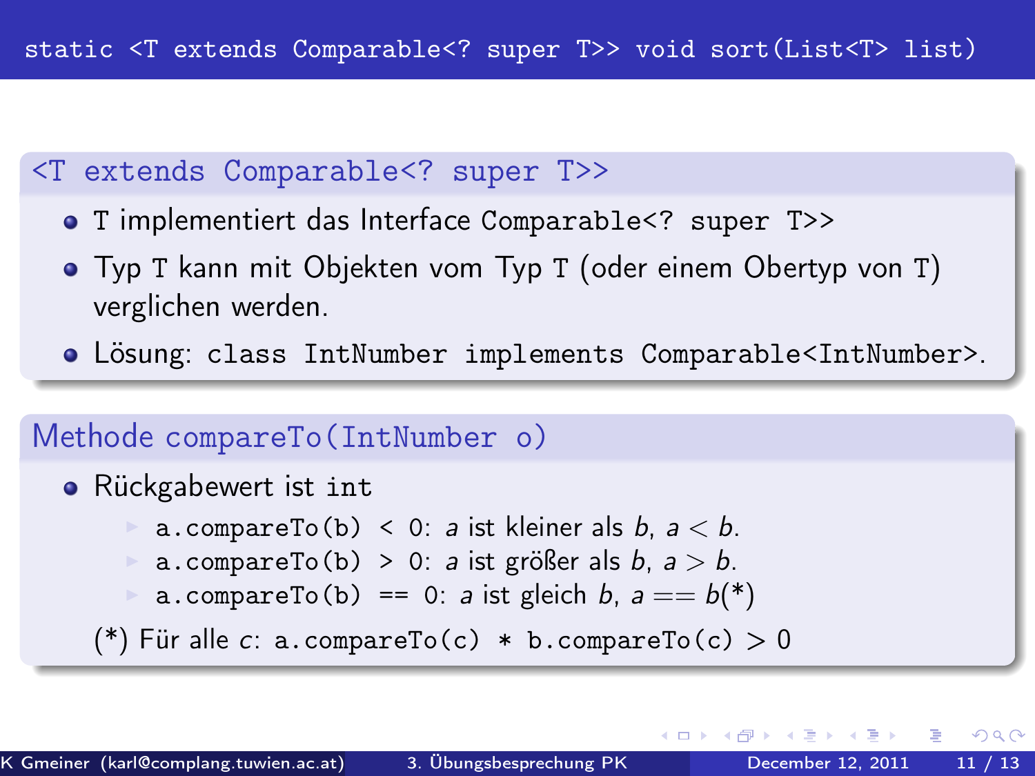# `static <T extends Comparable<? super T>> void sort(List<T> list)`

## `<T extends Comparable<? super T>>`

- T implementiert das Interface `Comparable<? super T>>`
- Typ `T` kann mit Objekten vom Typ `T` (oder einem Obertyp von `T`) verglichen werden.
- Lösung: `class IntNumber implements Comparable<IntNumber>`.

## Methode `compareTo(IntNumber o)`

- Rückgabewert ist `int`
  - `a.compareTo(b) < 0`: $a$ ist kleiner als $b$, $a < b$.
  - `a.compareTo(b) > 0`: $a$ ist größer als $b$, $a > b$.
  - `a.compareTo(b) == 0`: $a$ ist gleich $b$, $a == b$(*)

(*) Für alle $c$: `a.compareTo(c) * b.compareTo(c)` $> 0$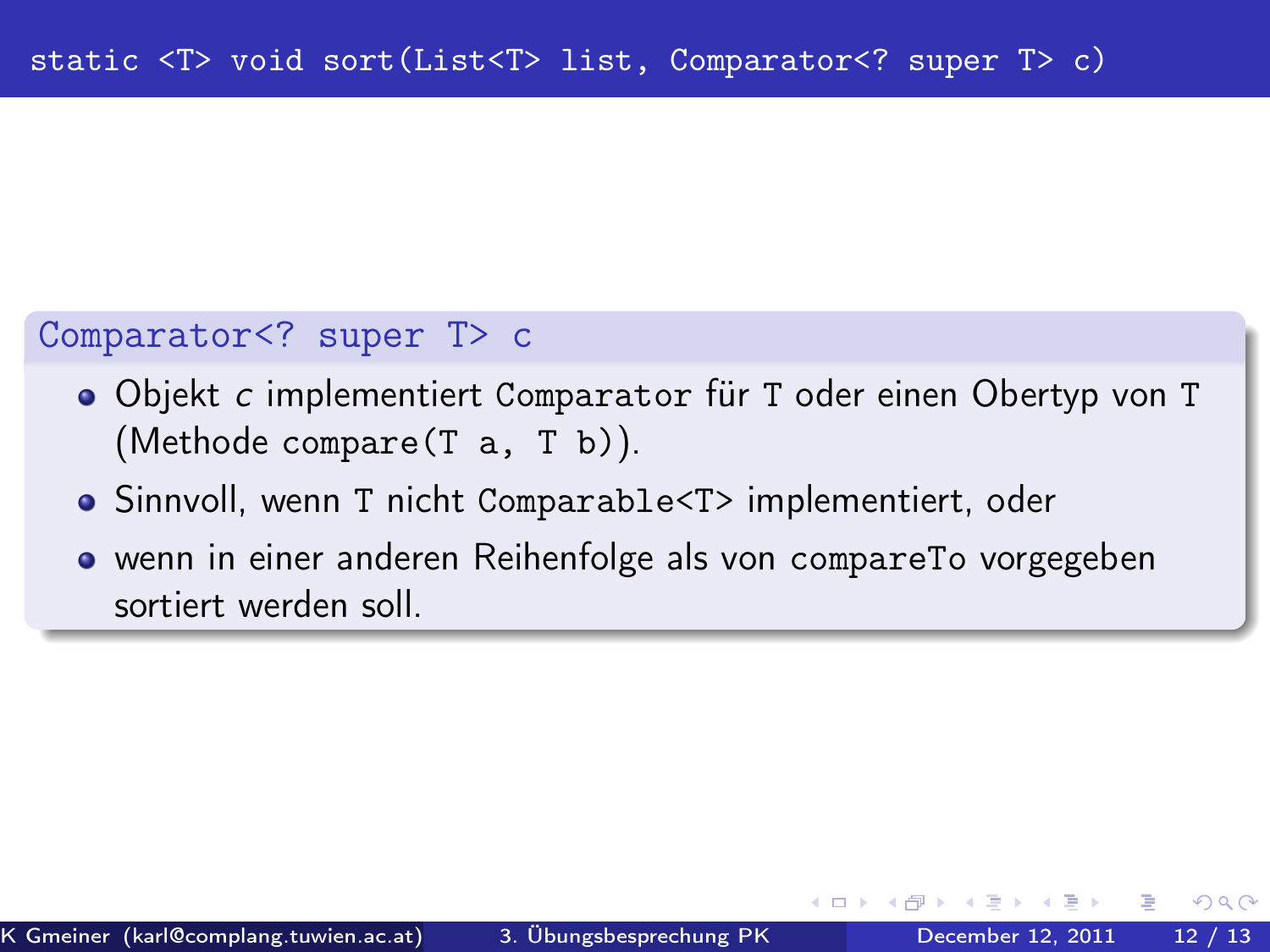# `static <T> void sort(List<T> list, Comparator<? super T> c)`

### `Comparator<? super T> c`

- Objekt *c* implementiert `Comparator` für `T` oder einen Obertyp von `T` (Methode `compare(T a, T b)`).
- Sinnvoll, wenn `T` nicht `Comparable<T>` implementiert, oder
- wenn in einer anderen Reihenfolge als von `compareTo` vorgegeben sortiert werden soll.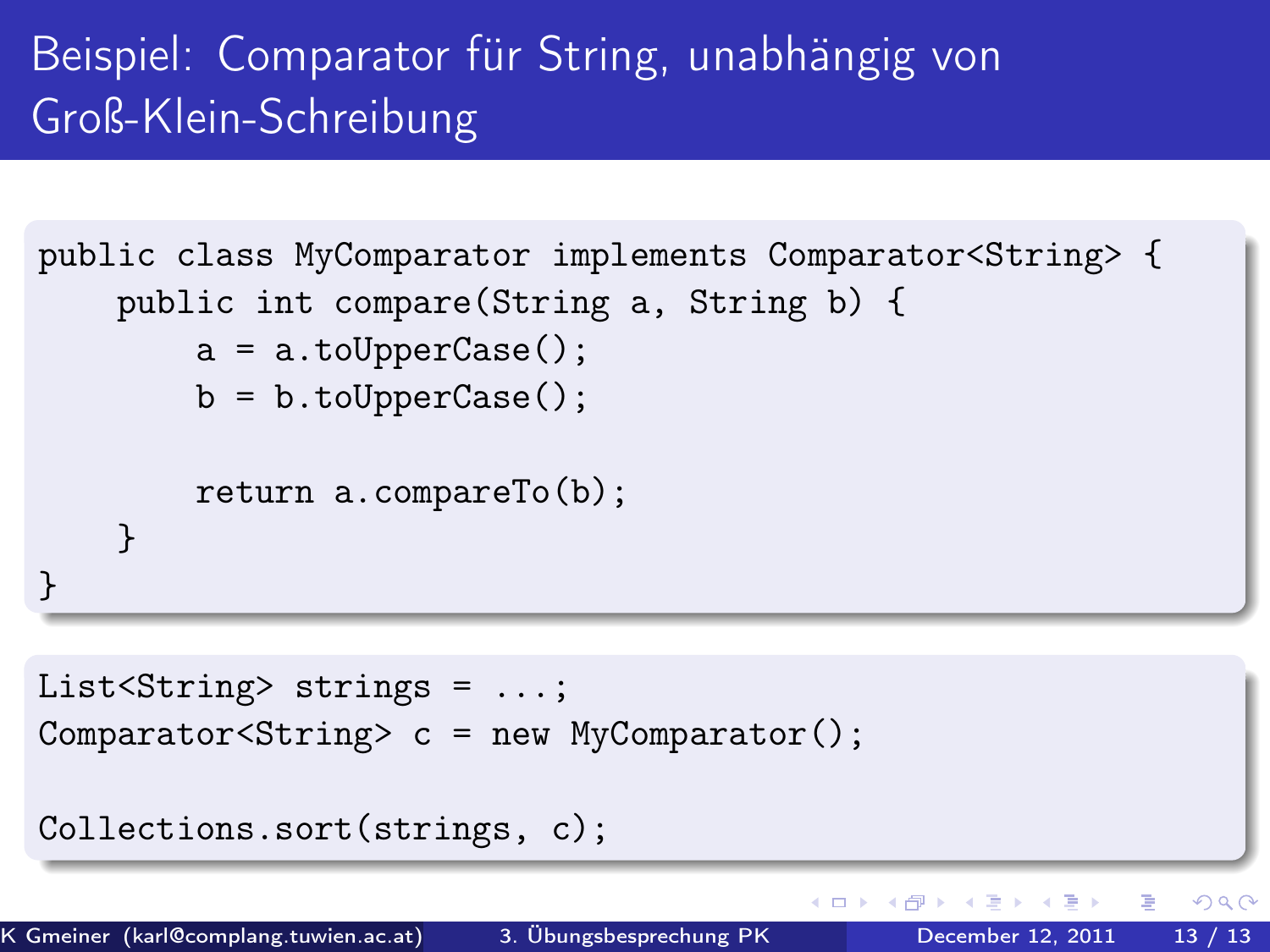# Beispiel: Comparator für String, unabhängig von Groß-Klein-Schreibung

```
public class MyComparator implements Comparator<String> {
    public int compare(String a, String b) {
        a = a.toUpperCase();
        b = b.toUpperCase();

        return a.compareTo(b);
    }
}
```

```
List<String> strings = ...;
Comparator<String> c = new MyComparator();

Collections.sort(strings, c);
```